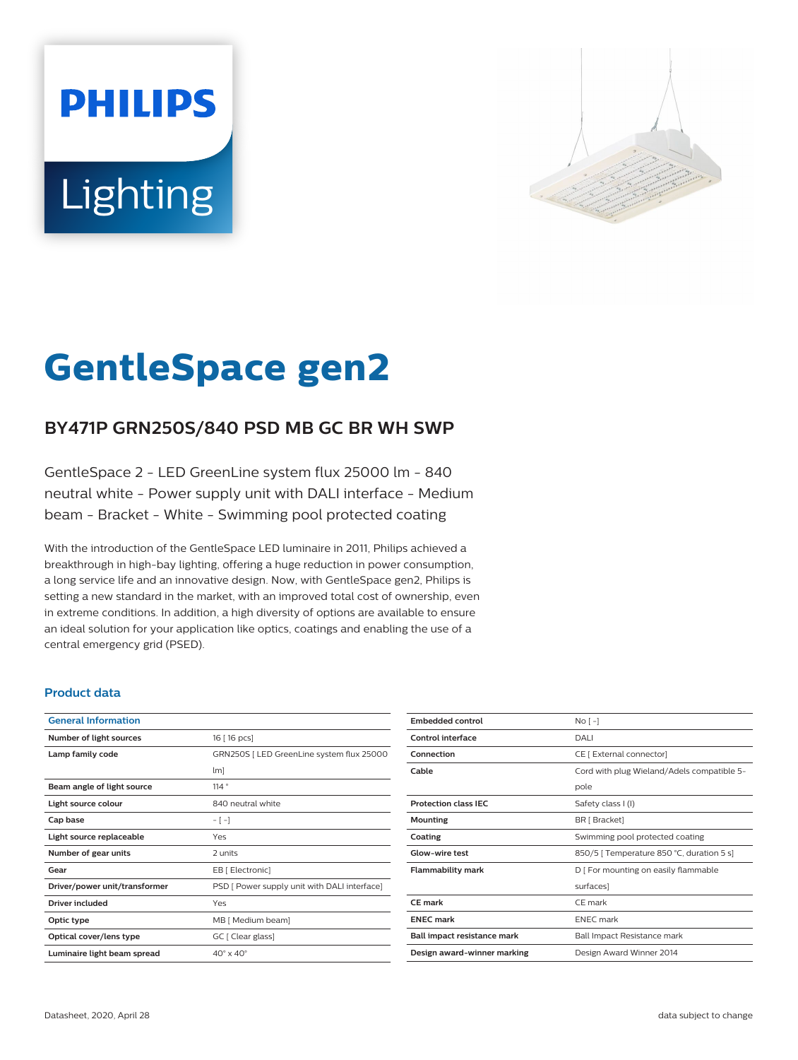# GentleSpace gen2

## BY471P GRN250S/840 PSD MB GC BR WH SWP

GentleSpace 2 - LED GreenLine system flux 25000 lm - 840 neutral white - Power supply unit with DALI interface - Medium beam - Bracket - White - Swimming pool protected coating

With the introduction of the GentleSpace LED luminaire in 2011, Philips achieved a breakthrough in high-bay lighting, offering a huge reduction in power consumption, a long service life and an innovative design. Now, with GentleSpace gen2, Philips is setting a new standard in the market, with an improved total cost of ownership, even in extreme conditions. In addition, a high diversity of options are available to ensure an ideal solution for your application like optics, coatings and enabling the use of a central emergency grid (PSED).

### Product data

| General Information | |
|---|---|
| Number of light sources | 16 [ 16 pcs] |
| Lamp family code | GRN250S [ LED GreenLine system flux 25000 lm] |
| Beam angle of light source | 114 ° |
| Light source colour | 840 neutral white |
| Cap base | - [ -] |
| Light source replaceable | Yes |
| Number of gear units | 2 units |
| Gear | EB [ Electronic] |
| Driver/power unit/transformer | PSD [ Power supply unit with DALI interface] |
| Driver included | Yes |
| Optic type | MB [ Medium beam] |
| Optical cover/lens type | GC [ Clear glass] |
| Luminaire light beam spread | 40° x 40° |
| Embedded control | No [ -] |
| Control interface | DALI |
| Connection | CE [ External connector] |
| Cable | Cord with plug Wieland/Adels compatible 5-pole |
| Protection class IEC | Safety class I (I) |
| Mounting | BR [ Bracket] |
| Coating | Swimming pool protected coating |
| Glow-wire test | 850/5 [ Temperature 850 °C, duration 5 s] |
| Flammability mark | D [ For mounting on easily flammable surfaces] |
| CE mark | CE mark |
| ENEC mark | ENEC mark |
| Ball impact resistance mark | Ball Impact Resistance mark |
| Design award-winner marking | Design Award Winner 2014 |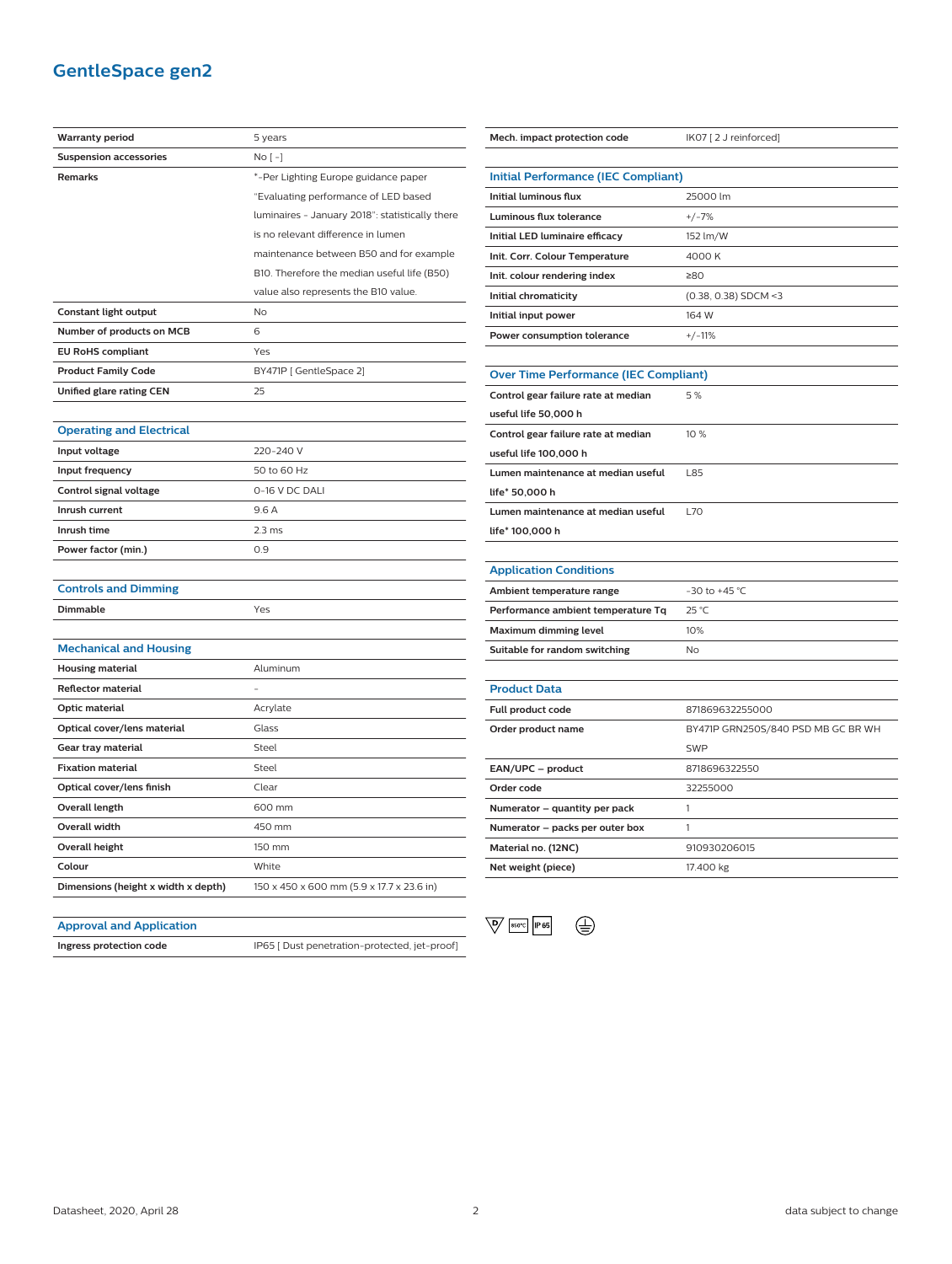# GentleSpace gen2

| | |
|---|---|
| **Warranty period** | 5 years |
| **Suspension accessories** | No [ - ] |
| **Remarks** | *-Per Lighting Europe guidance paper "Evaluating performance of LED based luminaires - January 2018": statistically there is no relevant difference in lumen maintenance between B50 and for example B10. Therefore the median useful life (B50) value also represents the B10 value. |
| **Constant light output** | No |
| **Number of products on MCB** | 6 |
| **EU RoHS compliant** | Yes |
| **Product Family Code** | BY471P [ GentleSpace 2] |
| **Unified glare rating CEN** | 25 |

## Operating and Electrical

| | |
|---|---|
| **Input voltage** | 220-240 V |
| **Input frequency** | 50 to 60 Hz |
| **Control signal voltage** | 0-16 V DC DALI |
| **Inrush current** | 9.6 A |
| **Inrush time** | 2.3 ms |
| **Power factor (min.)** | 0.9 |

## Controls and Dimming

| | |
|---|---|
| **Dimmable** | Yes |

## Mechanical and Housing

| | |
|---|---|
| **Housing material** | Aluminum |
| **Reflector material** | - |
| **Optic material** | Acrylate |
| **Optical cover/lens material** | Glass |
| **Gear tray material** | Steel |
| **Fixation material** | Steel |
| **Optical cover/lens finish** | Clear |
| **Overall length** | 600 mm |
| **Overall width** | 450 mm |
| **Overall height** | 150 mm |
| **Colour** | White |
| **Dimensions (height x width x depth)** | 150 x 450 x 600 mm (5.9 x 17.7 x 23.6 in) |

## Approval and Application

| | |
|---|---|
| **Ingress protection code** | IP65 [ Dust penetration-protected, jet-proof] |
| **Mech. impact protection code** | IK07 [ 2 J reinforced] |

## Initial Performance (IEC Compliant)

| | |
|---|---|
| **Initial luminous flux** | 25000 lm |
| **Luminous flux tolerance** | +/-7% |
| **Initial LED luminaire efficacy** | 152 lm/W |
| **Init. Corr. Colour Temperature** | 4000 K |
| **Init. colour rendering index** | ≥80 |
| **Initial chromaticity** | (0.38, 0.38) SDCM <3 |
| **Initial input power** | 164 W |
| **Power consumption tolerance** | +/-11% |

## Over Time Performance (IEC Compliant)

| | |
|---|---|
| **Control gear failure rate at median useful life 50,000 h** | 5 % |
| **Control gear failure rate at median useful life 100,000 h** | 10 % |
| **Lumen maintenance at median useful life* 50,000 h** | L85 |
| **Lumen maintenance at median useful life* 100,000 h** | L70 |

## Application Conditions

| | |
|---|---|
| **Ambient temperature range** | -30 to +45 °C |
| **Performance ambient temperature Tq** | 25 °C |
| **Maximum dimming level** | 10% |
| **Suitable for random switching** | No |

## Product Data

| | |
|---|---|
| **Full product code** | 871869632255000 |
| **Order product name** | BY471P GRN250S/840 PSD MB GC BR WH SWP |
| **EAN/UPC – product** | 8718696322550 |
| **Order code** | 32255000 |
| **Numerator – quantity per pack** | 1 |
| **Numerator – packs per outer box** | 1 |
| **Material no. (12NC)** | 910930206015 |
| **Net weight (piece)** | 17.400 kg |

D 850°C IP65

Datasheet, 2020, April 28 data subject to change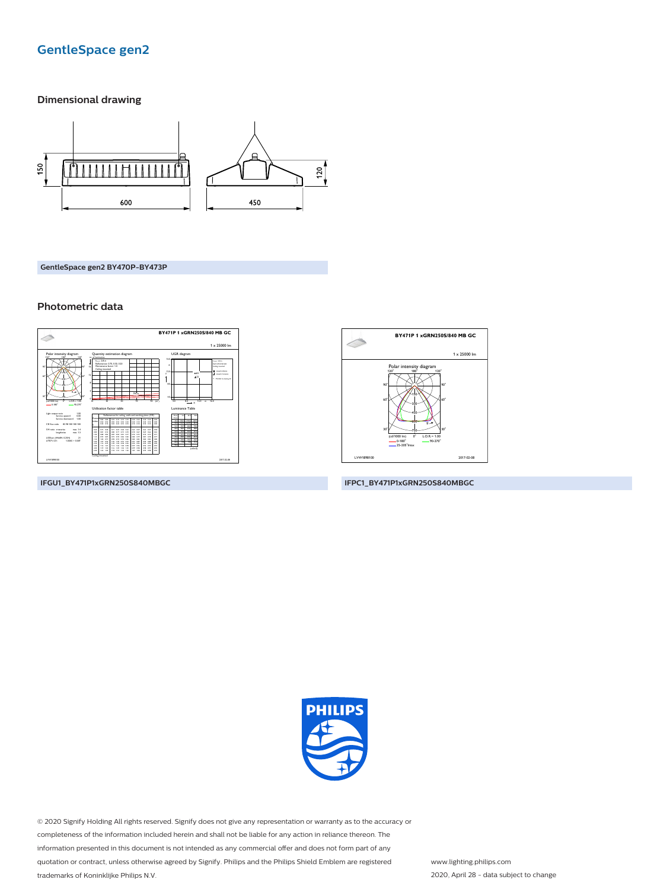# GentleSpace gen2

## Dimensional drawing

150

600

450

120

GentleSpace gen2 BY470P-BY473P

## Photometric data

BY471P 1 xGRN250S/840 MB GC

1 x 25000 lm

IFGU1_BY471P1xGRN250S840MBGC

BY471P 1 xGRN250S/840 MB GC

1 x 25000 lm

Polar intensity diagram

(cd/1000 lm)

L.O.R.= 1.00

0-180°

90-270°

25-205°max

LVW1898100

2017-02-08

IFPC1_BY471P1xGRN250S840MBGC

© 2020 Signify Holding All rights reserved. Signify does not give any representation or warranty as to the accuracy or completeness of the information included herein and shall not be liable for any action in reliance thereon. The information presented in this document is not intended as any commercial offer and does not form part of any quotation or contract, unless otherwise agreed by Signify. Philips and the Philips Shield Emblem are registered trademarks of Koninklijke Philips N.V.

www.lighting.philips.com

2020, April 28 - data subject to change